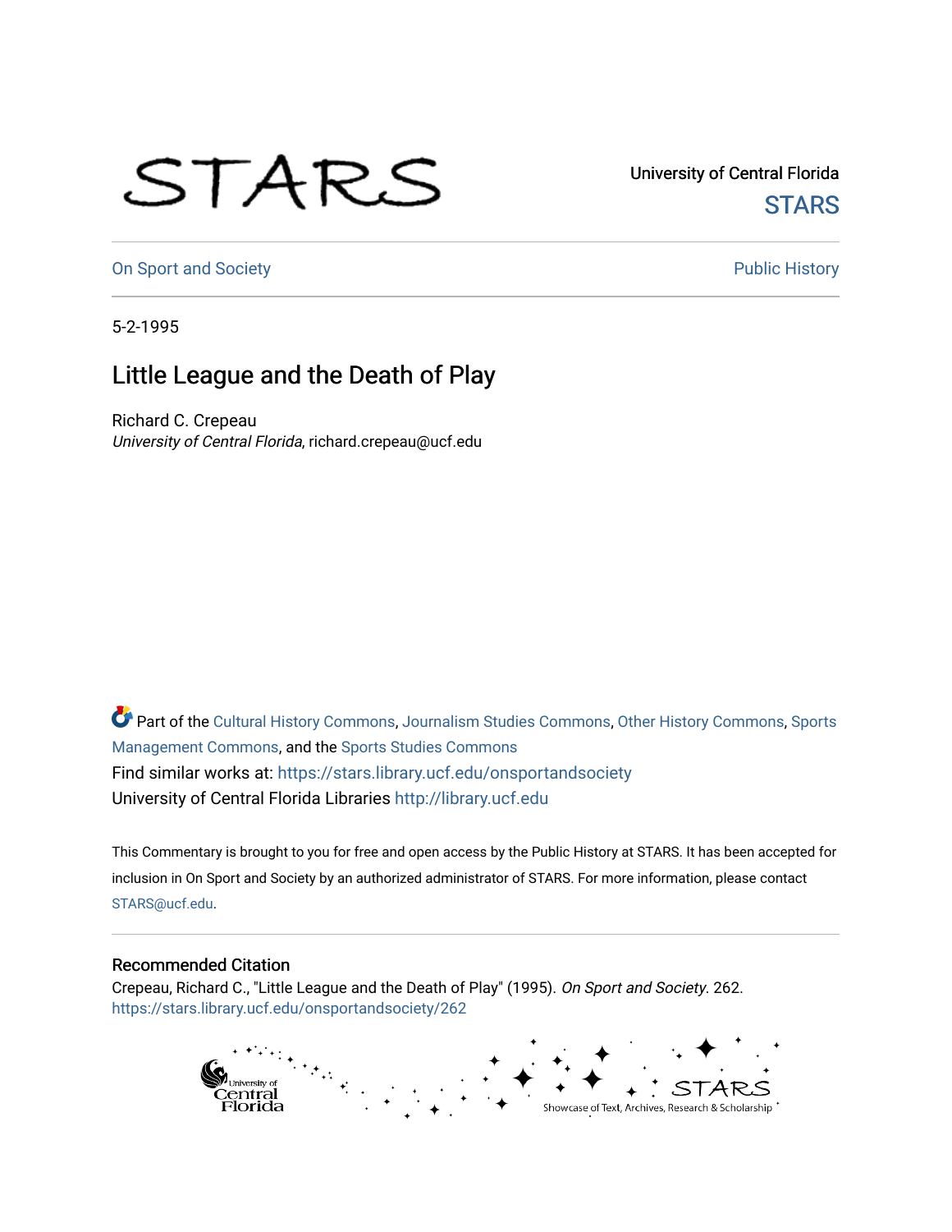University of Central Florida

STARS

On Sport and Society

Public History

5-2-1995

# Little League and the Death of Play

Richard C. Crepeau

*University of Central Florida*, richard.crepeau@ucf.edu

Part of the Cultural History Commons, Journalism Studies Commons, Other History Commons, Sports Management Commons, and the Sports Studies Commons

Find similar works at: https://stars.library.ucf.edu/onsportandsociety

University of Central Florida Libraries http://library.ucf.edu

This Commentary is brought to you for free and open access by the Public History at STARS. It has been accepted for inclusion in On Sport and Society by an authorized administrator of STARS. For more information, please contact STARS@ucf.edu.

## Recommended Citation

Crepeau, Richard C., "Little League and the Death of Play" (1995). *On Sport and Society*. 262. https://stars.library.ucf.edu/onsportandsociety/262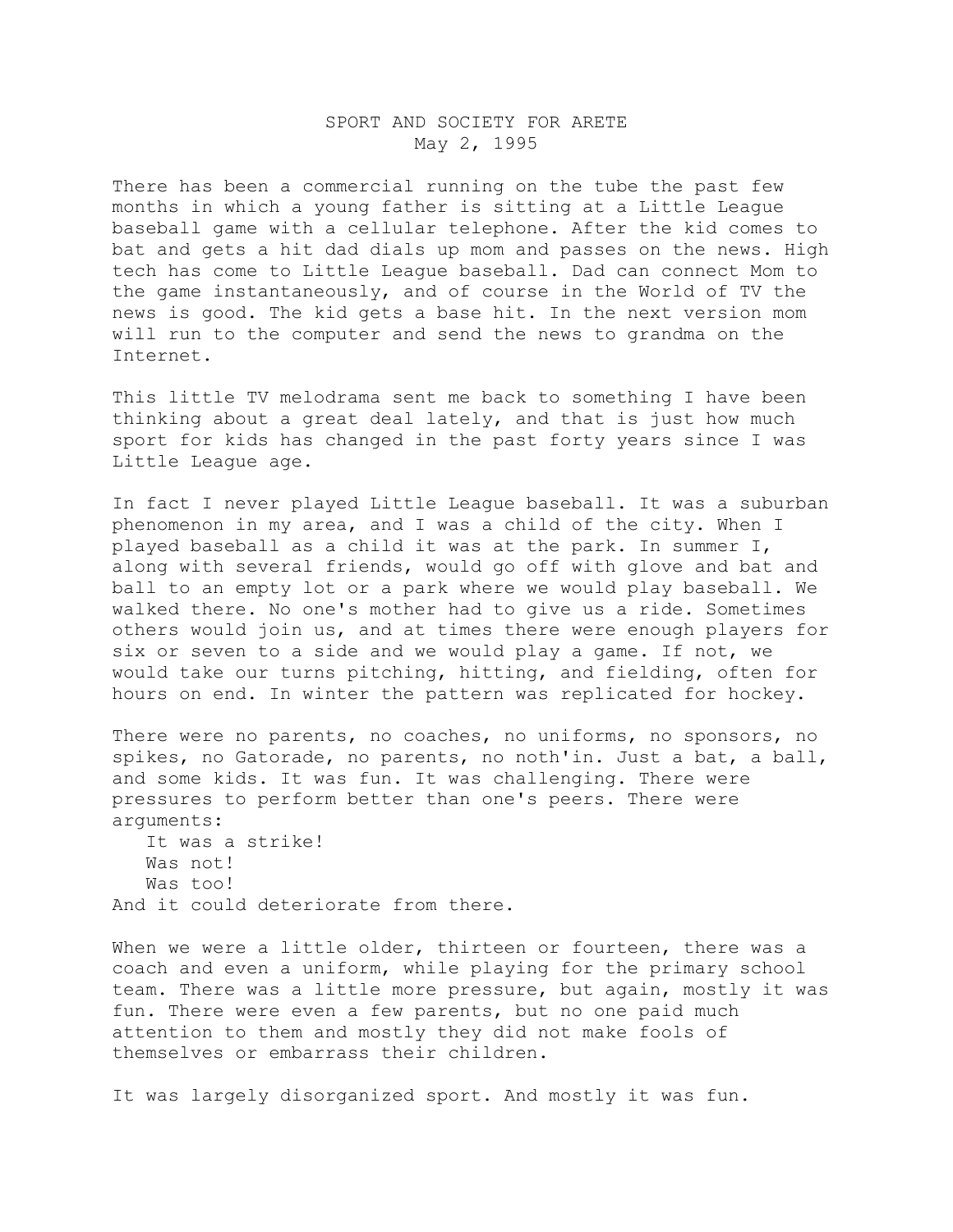# SPORT AND SOCIETY FOR ARETE

May 2, 1995

There has been a commercial running on the tube the past few months in which a young father is sitting at a Little League baseball game with a cellular telephone. After the kid comes to bat and gets a hit dad dials up mom and passes on the news. High tech has come to Little League baseball. Dad can connect Mom to the game instantaneously, and of course in the World of TV the news is good. The kid gets a base hit. In the next version mom will run to the computer and send the news to grandma on the Internet.

This little TV melodrama sent me back to something I have been thinking about a great deal lately, and that is just how much sport for kids has changed in the past forty years since I was Little League age.

In fact I never played Little League baseball. It was a suburban phenomenon in my area, and I was a child of the city. When I played baseball as a child it was at the park. In summer I, along with several friends, would go off with glove and bat and ball to an empty lot or a park where we would play baseball. We walked there. No one's mother had to give us a ride. Sometimes others would join us, and at times there were enough players for six or seven to a side and we would play a game. If not, we would take our turns pitching, hitting, and fielding, often for hours on end. In winter the pattern was replicated for hockey.

There were no parents, no coaches, no uniforms, no sponsors, no spikes, no Gatorade, no parents, no noth'in. Just a bat, a ball, and some kids. It was fun. It was challenging. There were pressures to perform better than one's peers. There were arguments:

> It was a strike!
> Was not!
> Was too!

And it could deteriorate from there.

When we were a little older, thirteen or fourteen, there was a coach and even a uniform, while playing for the primary school team. There was a little more pressure, but again, mostly it was fun. There were even a few parents, but no one paid much attention to them and mostly they did not make fools of themselves or embarrass their children.

It was largely disorganized sport. And mostly it was fun.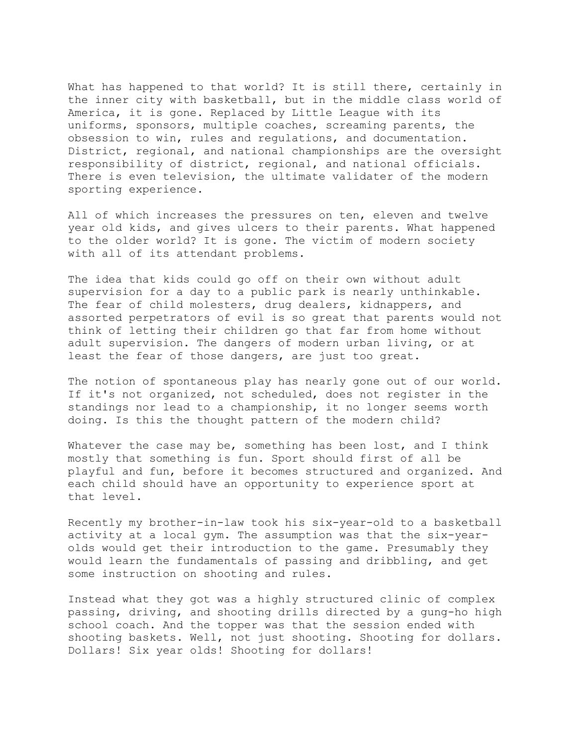What has happened to that world? It is still there, certainly in the inner city with basketball, but in the middle class world of America, it is gone. Replaced by Little League with its uniforms, sponsors, multiple coaches, screaming parents, the obsession to win, rules and regulations, and documentation. District, regional, and national championships are the oversight responsibility of district, regional, and national officials. There is even television, the ultimate validater of the modern sporting experience.

All of which increases the pressures on ten, eleven and twelve year old kids, and gives ulcers to their parents. What happened to the older world? It is gone. The victim of modern society with all of its attendant problems.

The idea that kids could go off on their own without adult supervision for a day to a public park is nearly unthinkable. The fear of child molesters, drug dealers, kidnappers, and assorted perpetrators of evil is so great that parents would not think of letting their children go that far from home without adult supervision. The dangers of modern urban living, or at least the fear of those dangers, are just too great.

The notion of spontaneous play has nearly gone out of our world. If it's not organized, not scheduled, does not register in the standings nor lead to a championship, it no longer seems worth doing. Is this the thought pattern of the modern child?

Whatever the case may be, something has been lost, and I think mostly that something is fun. Sport should first of all be playful and fun, before it becomes structured and organized. And each child should have an opportunity to experience sport at that level.

Recently my brother-in-law took his six-year-old to a basketball activity at a local gym. The assumption was that the six-year-olds would get their introduction to the game. Presumably they would learn the fundamentals of passing and dribbling, and get some instruction on shooting and rules.

Instead what they got was a highly structured clinic of complex passing, driving, and shooting drills directed by a gung-ho high school coach. And the topper was that the session ended with shooting baskets. Well, not just shooting. Shooting for dollars. Dollars! Six year olds! Shooting for dollars!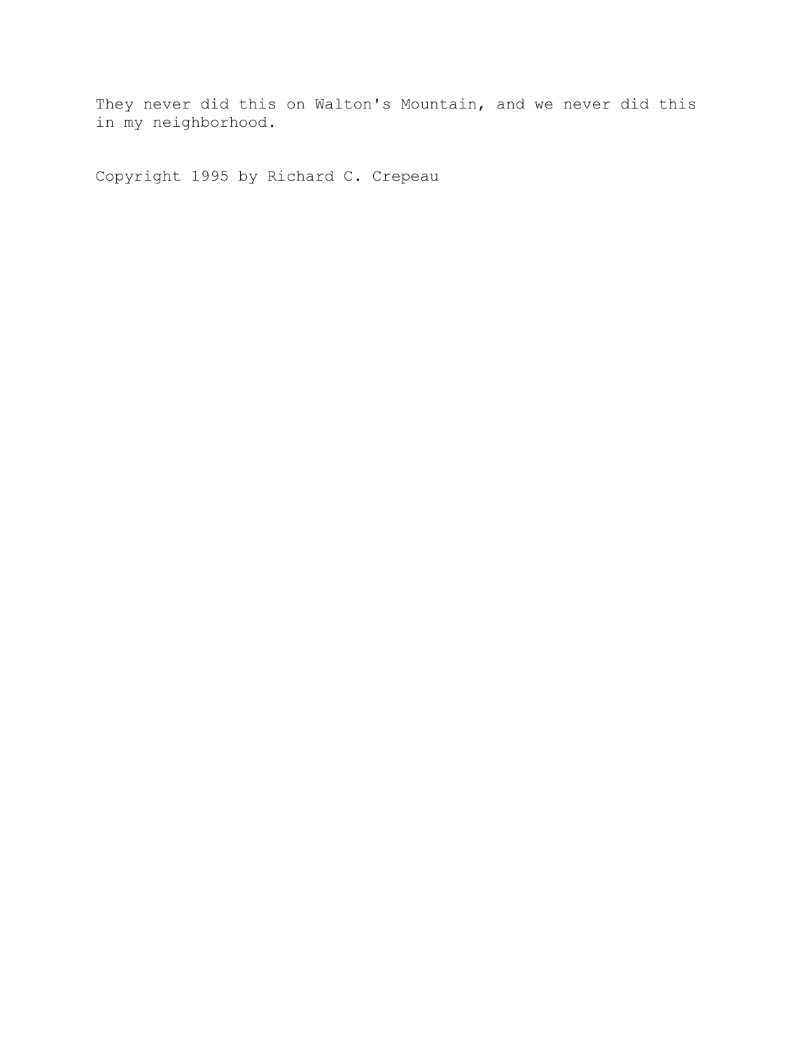They never did this on Walton's Mountain, and we never did this in my neighborhood.

Copyright 1995 by Richard C. Crepeau